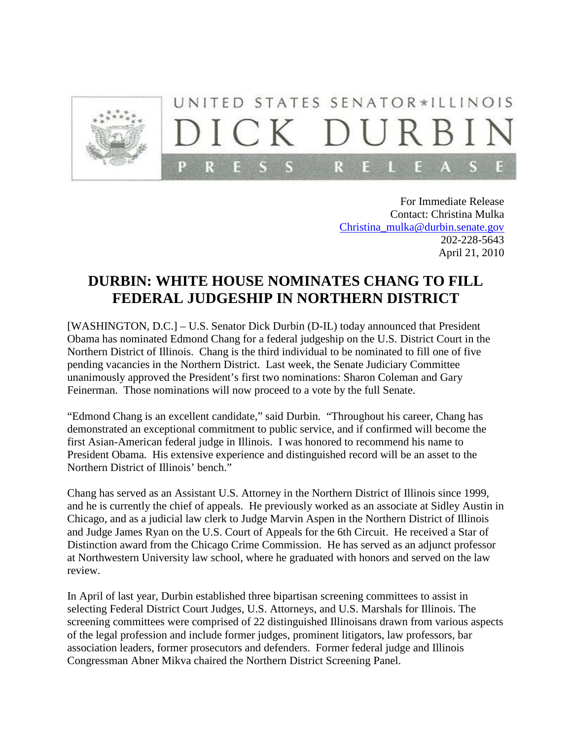UNITED STATES SENATOR★ILLINOIS

# DICK DURBIN

PRESS RELEASE

For Immediate Release
Contact: Christina Mulka
Christina_mulka@durbin.senate.gov
202-228-5643
April 21, 2010

## DURBIN: WHITE HOUSE NOMINATES CHANG TO FILL FEDERAL JUDGESHIP IN NORTHERN DISTRICT

[WASHINGTON, D.C.] – U.S. Senator Dick Durbin (D-IL) today announced that President Obama has nominated Edmond Chang for a federal judgeship on the U.S. District Court in the Northern District of Illinois. Chang is the third individual to be nominated to fill one of five pending vacancies in the Northern District. Last week, the Senate Judiciary Committee unanimously approved the President's first two nominations: Sharon Coleman and Gary Feinerman. Those nominations will now proceed to a vote by the full Senate.

"Edmond Chang is an excellent candidate," said Durbin. "Throughout his career, Chang has demonstrated an exceptional commitment to public service, and if confirmed will become the first Asian-American federal judge in Illinois. I was honored to recommend his name to President Obama. His extensive experience and distinguished record will be an asset to the Northern District of Illinois' bench."

Chang has served as an Assistant U.S. Attorney in the Northern District of Illinois since 1999, and he is currently the chief of appeals. He previously worked as an associate at Sidley Austin in Chicago, and as a judicial law clerk to Judge Marvin Aspen in the Northern District of Illinois and Judge James Ryan on the U.S. Court of Appeals for the 6th Circuit. He received a Star of Distinction award from the Chicago Crime Commission. He has served as an adjunct professor at Northwestern University law school, where he graduated with honors and served on the law review.

In April of last year, Durbin established three bipartisan screening committees to assist in selecting Federal District Court Judges, U.S. Attorneys, and U.S. Marshals for Illinois. The screening committees were comprised of 22 distinguished Illinoisans drawn from various aspects of the legal profession and include former judges, prominent litigators, law professors, bar association leaders, former prosecutors and defenders. Former federal judge and Illinois Congressman Abner Mikva chaired the Northern District Screening Panel.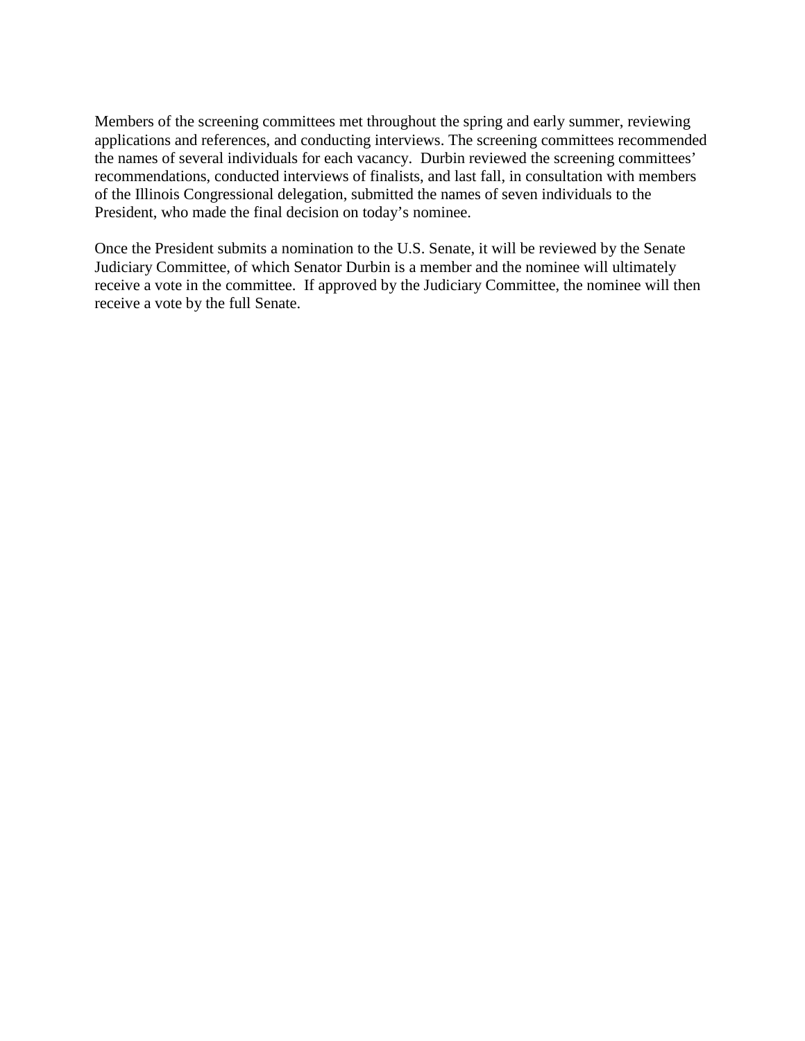Members of the screening committees met throughout the spring and early summer, reviewing applications and references, and conducting interviews. The screening committees recommended the names of several individuals for each vacancy. Durbin reviewed the screening committees' recommendations, conducted interviews of finalists, and last fall, in consultation with members of the Illinois Congressional delegation, submitted the names of seven individuals to the President, who made the final decision on today's nominee.

Once the President submits a nomination to the U.S. Senate, it will be reviewed by the Senate Judiciary Committee, of which Senator Durbin is a member and the nominee will ultimately receive a vote in the committee. If approved by the Judiciary Committee, the nominee will then receive a vote by the full Senate.